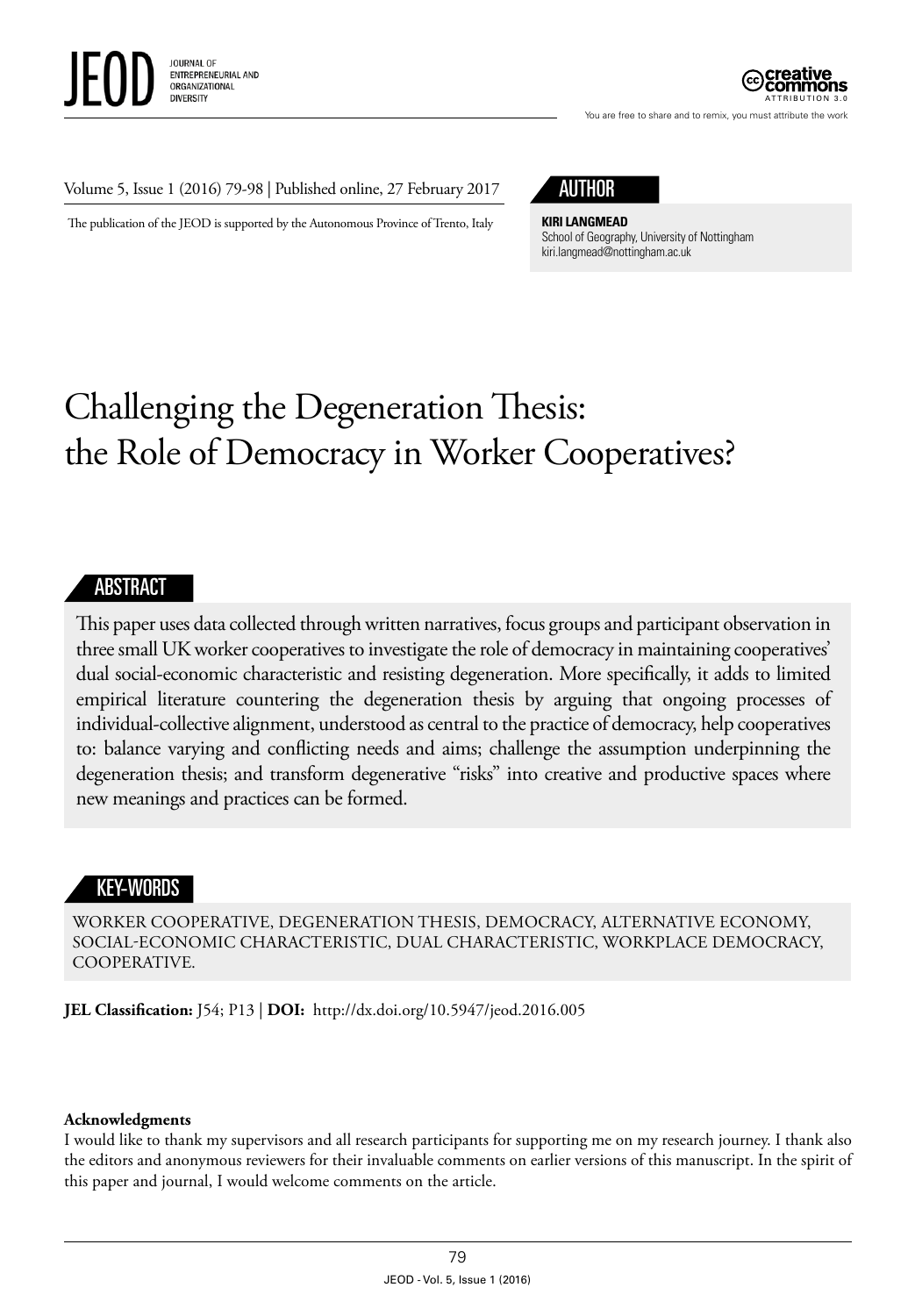Volume 5, Issue 1 (2016) 79-98 | Published online, 27 February 2017

The publication of the JEOD is supported by the Autonomous Province of Trento, Italy

## AUTHOR

**KIRI LANGMEAD**
School of Geography, University of Nottingham
kiri.langmead@nottingham.ac.uk

# Challenging the Degeneration Thesis: the Role of Democracy in Worker Cooperatives?

## ABSTRACT

This paper uses data collected through written narratives, focus groups and participant observation in three small UK worker cooperatives to investigate the role of democracy in maintaining cooperatives' dual social-economic characteristic and resisting degeneration. More specifically, it adds to limited empirical literature countering the degeneration thesis by arguing that ongoing processes of individual-collective alignment, understood as central to the practice of democracy, help cooperatives to: balance varying and conflicting needs and aims; challenge the assumption underpinning the degeneration thesis; and transform degenerative "risks" into creative and productive spaces where new meanings and practices can be formed.

## KEY-WORDS

WORKER COOPERATIVE, DEGENERATION THESIS, DEMOCRACY, ALTERNATIVE ECONOMY, SOCIAL-ECONOMIC CHARACTERISTIC, DUAL CHARACTERISTIC, WORKPLACE DEMOCRACY, COOPERATIVE.

**JEL Classification:** J54; P13 | **DOI:** http://dx.doi.org/10.5947/jeod.2016.005

**Acknowledgments**
I would like to thank my supervisors and all research participants for supporting me on my research journey. I thank also the editors and anonymous reviewers for their invaluable comments on earlier versions of this manuscript. In the spirit of this paper and journal, I would welcome comments on the article.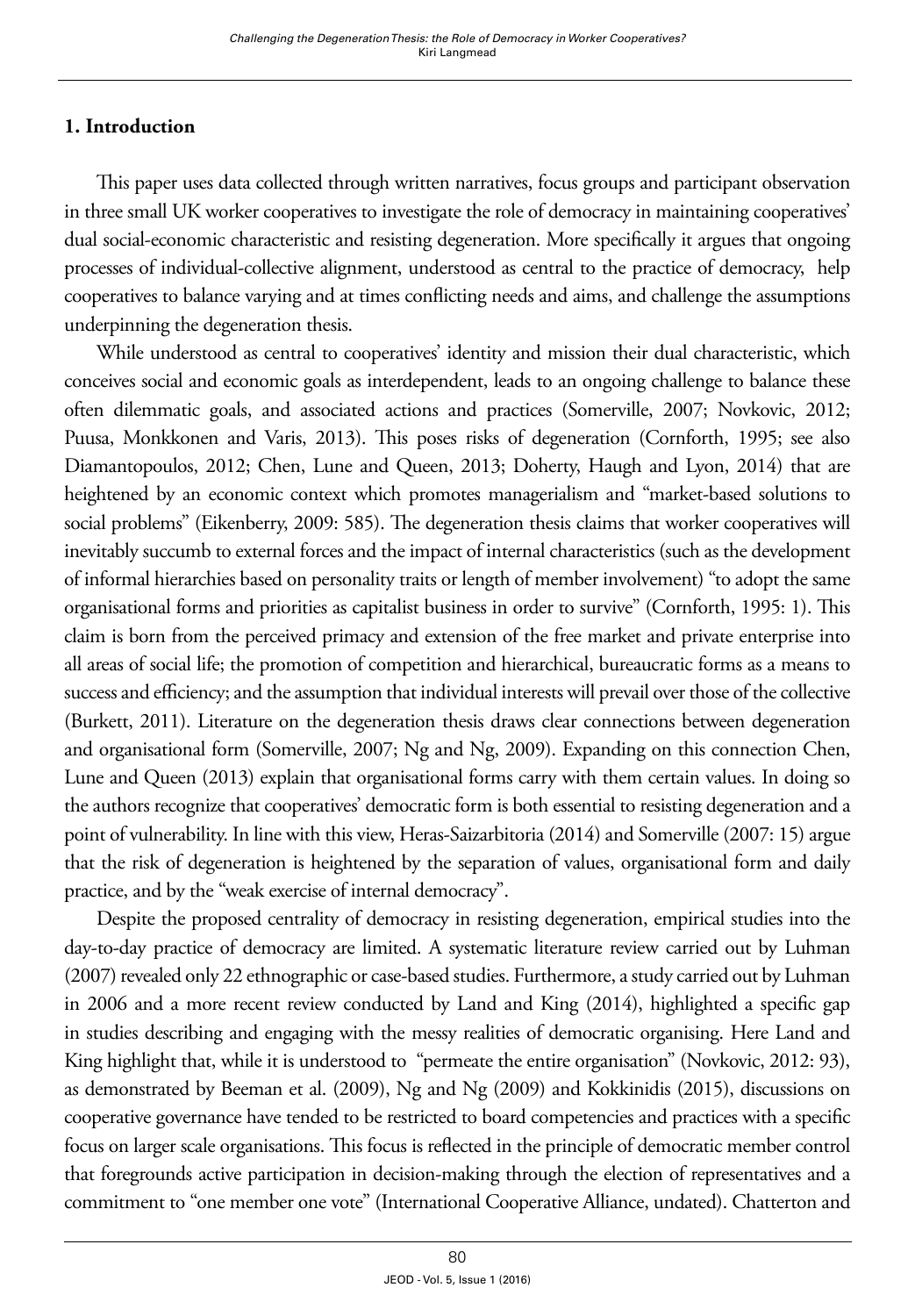## 1. Introduction

This paper uses data collected through written narratives, focus groups and participant observation in three small UK worker cooperatives to investigate the role of democracy in maintaining cooperatives' dual social-economic characteristic and resisting degeneration. More specifically it argues that ongoing processes of individual-collective alignment, understood as central to the practice of democracy, help cooperatives to balance varying and at times conflicting needs and aims, and challenge the assumptions underpinning the degeneration thesis.

While understood as central to cooperatives' identity and mission their dual characteristic, which conceives social and economic goals as interdependent, leads to an ongoing challenge to balance these often dilemmatic goals, and associated actions and practices (Somerville, 2007; Novkovic, 2012; Puusa, Monkkonen and Varis, 2013). This poses risks of degeneration (Cornforth, 1995; see also Diamantopoulos, 2012; Chen, Lune and Queen, 2013; Doherty, Haugh and Lyon, 2014) that are heightened by an economic context which promotes managerialism and "market-based solutions to social problems" (Eikenberry, 2009: 585). The degeneration thesis claims that worker cooperatives will inevitably succumb to external forces and the impact of internal characteristics (such as the development of informal hierarchies based on personality traits or length of member involvement) "to adopt the same organisational forms and priorities as capitalist business in order to survive" (Cornforth, 1995: 1). This claim is born from the perceived primacy and extension of the free market and private enterprise into all areas of social life; the promotion of competition and hierarchical, bureaucratic forms as a means to success and efficiency; and the assumption that individual interests will prevail over those of the collective (Burkett, 2011). Literature on the degeneration thesis draws clear connections between degeneration and organisational form (Somerville, 2007; Ng and Ng, 2009). Expanding on this connection Chen, Lune and Queen (2013) explain that organisational forms carry with them certain values. In doing so the authors recognize that cooperatives' democratic form is both essential to resisting degeneration and a point of vulnerability. In line with this view, Heras-Saizarbitoria (2014) and Somerville (2007: 15) argue that the risk of degeneration is heightened by the separation of values, organisational form and daily practice, and by the "weak exercise of internal democracy".

Despite the proposed centrality of democracy in resisting degeneration, empirical studies into the day-to-day practice of democracy are limited. A systematic literature review carried out by Luhman (2007) revealed only 22 ethnographic or case-based studies. Furthermore, a study carried out by Luhman in 2006 and a more recent review conducted by Land and King (2014), highlighted a specific gap in studies describing and engaging with the messy realities of democratic organising. Here Land and King highlight that, while it is understood to "permeate the entire organisation" (Novkovic, 2012: 93), as demonstrated by Beeman et al. (2009), Ng and Ng (2009) and Kokkinidis (2015), discussions on cooperative governance have tended to be restricted to board competencies and practices with a specific focus on larger scale organisations. This focus is reflected in the principle of democratic member control that foregrounds active participation in decision-making through the election of representatives and a commitment to "one member one vote" (International Cooperative Alliance, undated). Chatterton and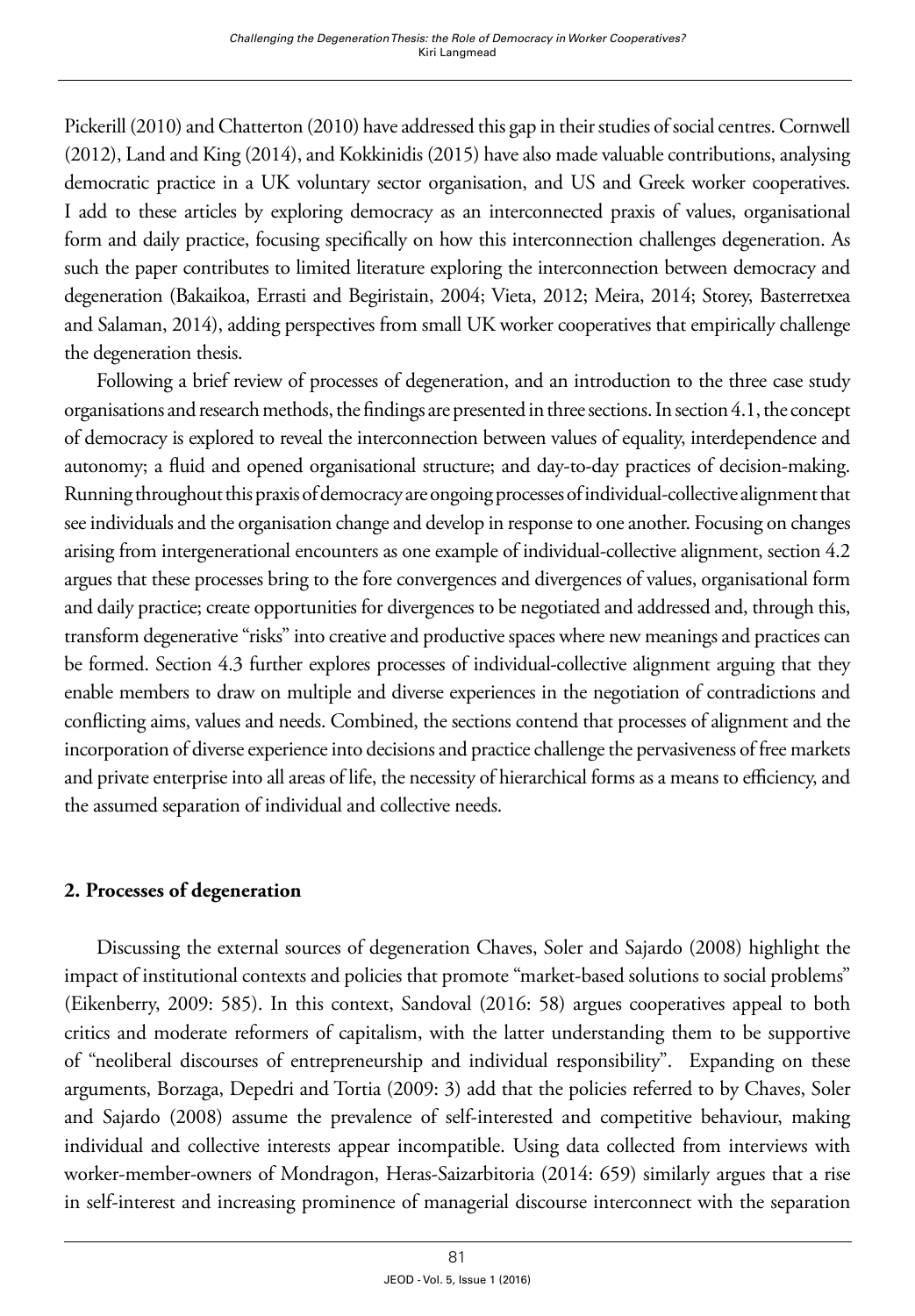Pickerill (2010) and Chatterton (2010) have addressed this gap in their studies of social centres. Cornwell (2012), Land and King (2014), and Kokkinidis (2015) have also made valuable contributions, analysing democratic practice in a UK voluntary sector organisation, and US and Greek worker cooperatives. I add to these articles by exploring democracy as an interconnected praxis of values, organisational form and daily practice, focusing specifically on how this interconnection challenges degeneration. As such the paper contributes to limited literature exploring the interconnection between democracy and degeneration (Bakaikoa, Errasti and Begiristain, 2004; Vieta, 2012; Meira, 2014; Storey, Basterretxea and Salaman, 2014), adding perspectives from small UK worker cooperatives that empirically challenge the degeneration thesis.

Following a brief review of processes of degeneration, and an introduction to the three case study organisations and research methods, the findings are presented in three sections. In section 4.1, the concept of democracy is explored to reveal the interconnection between values of equality, interdependence and autonomy; a fluid and opened organisational structure; and day-to-day practices of decision-making. Running throughout this praxis of democracy are ongoing processes of individual-collective alignment that see individuals and the organisation change and develop in response to one another. Focusing on changes arising from intergenerational encounters as one example of individual-collective alignment, section 4.2 argues that these processes bring to the fore convergences and divergences of values, organisational form and daily practice; create opportunities for divergences to be negotiated and addressed and, through this, transform degenerative "risks" into creative and productive spaces where new meanings and practices can be formed. Section 4.3 further explores processes of individual-collective alignment arguing that they enable members to draw on multiple and diverse experiences in the negotiation of contradictions and conflicting aims, values and needs. Combined, the sections contend that processes of alignment and the incorporation of diverse experience into decisions and practice challenge the pervasiveness of free markets and private enterprise into all areas of life, the necessity of hierarchical forms as a means to efficiency, and the assumed separation of individual and collective needs.

## 2. Processes of degeneration

Discussing the external sources of degeneration Chaves, Soler and Sajardo (2008) highlight the impact of institutional contexts and policies that promote "market-based solutions to social problems" (Eikenberry, 2009: 585). In this context, Sandoval (2016: 58) argues cooperatives appeal to both critics and moderate reformers of capitalism, with the latter understanding them to be supportive of "neoliberal discourses of entrepreneurship and individual responsibility". Expanding on these arguments, Borzaga, Depedri and Tortia (2009: 3) add that the policies referred to by Chaves, Soler and Sajardo (2008) assume the prevalence of self-interested and competitive behaviour, making individual and collective interests appear incompatible. Using data collected from interviews with worker-member-owners of Mondragon, Heras-Saizarbitoria (2014: 659) similarly argues that a rise in self-interest and increasing prominence of managerial discourse interconnect with the separation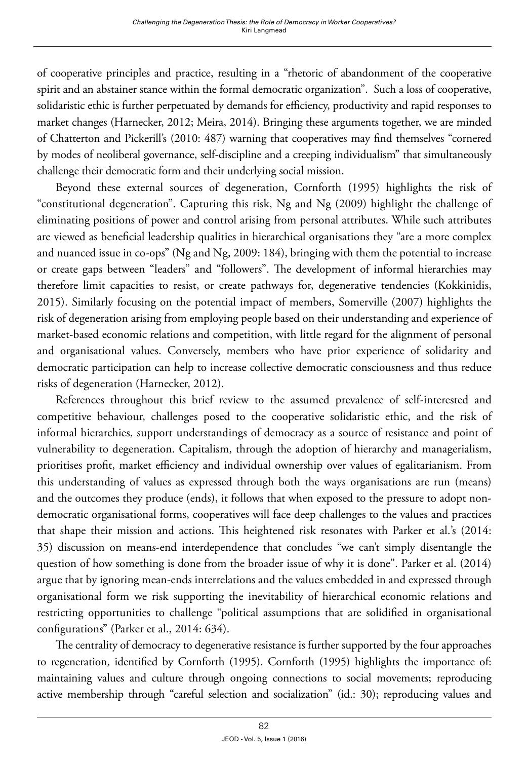of cooperative principles and practice, resulting in a "rhetoric of abandonment of the cooperative spirit and an abstainer stance within the formal democratic organization". Such a loss of cooperative, solidaristic ethic is further perpetuated by demands for efficiency, productivity and rapid responses to market changes (Harnecker, 2012; Meira, 2014). Bringing these arguments together, we are minded of Chatterton and Pickerill's (2010: 487) warning that cooperatives may find themselves "cornered by modes of neoliberal governance, self-discipline and a creeping individualism" that simultaneously challenge their democratic form and their underlying social mission.

Beyond these external sources of degeneration, Cornforth (1995) highlights the risk of "constitutional degeneration". Capturing this risk, Ng and Ng (2009) highlight the challenge of eliminating positions of power and control arising from personal attributes. While such attributes are viewed as beneficial leadership qualities in hierarchical organisations they "are a more complex and nuanced issue in co-ops" (Ng and Ng, 2009: 184), bringing with them the potential to increase or create gaps between "leaders" and "followers". The development of informal hierarchies may therefore limit capacities to resist, or create pathways for, degenerative tendencies (Kokkinidis, 2015). Similarly focusing on the potential impact of members, Somerville (2007) highlights the risk of degeneration arising from employing people based on their understanding and experience of market-based economic relations and competition, with little regard for the alignment of personal and organisational values. Conversely, members who have prior experience of solidarity and democratic participation can help to increase collective democratic consciousness and thus reduce risks of degeneration (Harnecker, 2012).

References throughout this brief review to the assumed prevalence of self-interested and competitive behaviour, challenges posed to the cooperative solidaristic ethic, and the risk of informal hierarchies, support understandings of democracy as a source of resistance and point of vulnerability to degeneration. Capitalism, through the adoption of hierarchy and managerialism, prioritises profit, market efficiency and individual ownership over values of egalitarianism. From this understanding of values as expressed through both the ways organisations are run (means) and the outcomes they produce (ends), it follows that when exposed to the pressure to adopt non-democratic organisational forms, cooperatives will face deep challenges to the values and practices that shape their mission and actions. This heightened risk resonates with Parker et al.'s (2014: 35) discussion on means-end interdependence that concludes "we can't simply disentangle the question of how something is done from the broader issue of why it is done". Parker et al. (2014) argue that by ignoring mean-ends interrelations and the values embedded in and expressed through organisational form we risk supporting the inevitability of hierarchical economic relations and restricting opportunities to challenge "political assumptions that are solidified in organisational configurations" (Parker et al., 2014: 634).

The centrality of democracy to degenerative resistance is further supported by the four approaches to regeneration, identified by Cornforth (1995). Cornforth (1995) highlights the importance of: maintaining values and culture through ongoing connections to social movements; reproducing active membership through "careful selection and socialization" (id.: 30); reproducing values and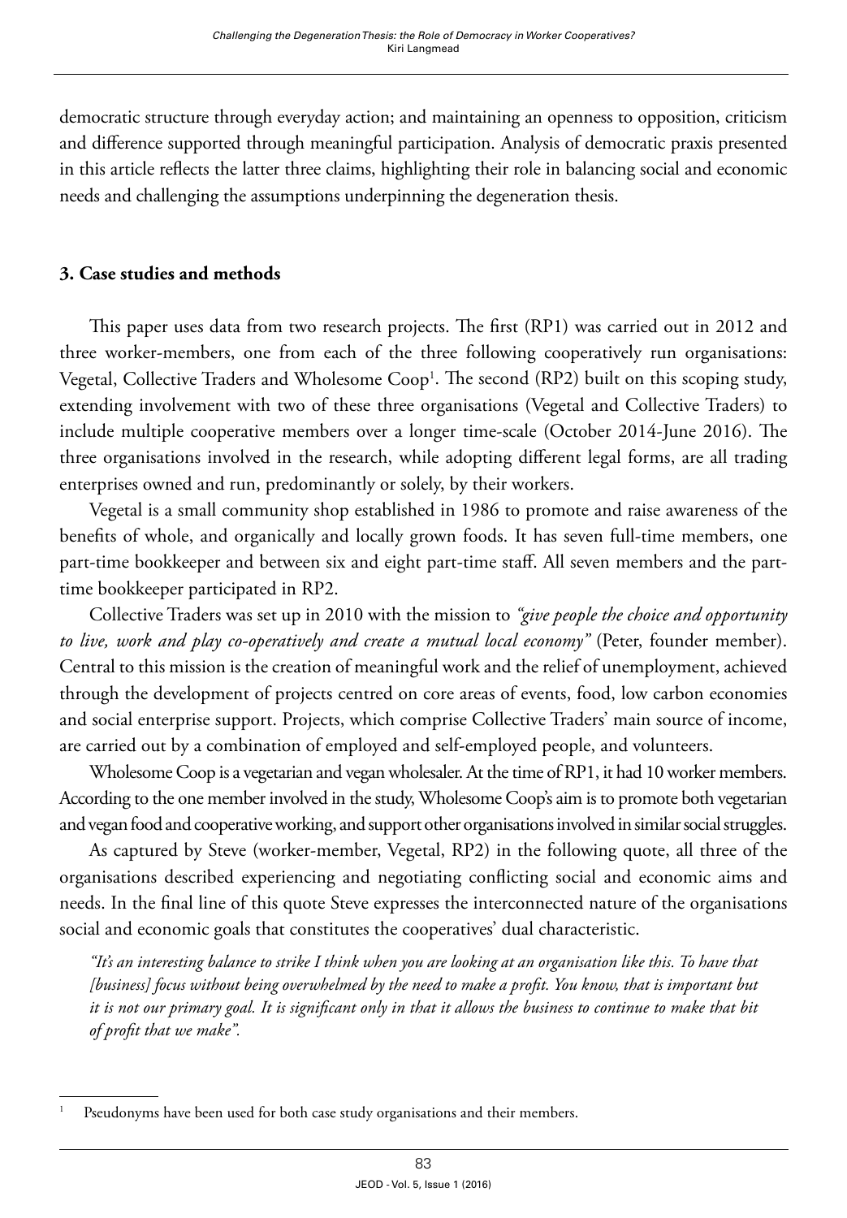democratic structure through everyday action; and maintaining an openness to opposition, criticism and difference supported through meaningful participation. Analysis of democratic praxis presented in this article reflects the latter three claims, highlighting their role in balancing social and economic needs and challenging the assumptions underpinning the degeneration thesis.

## 3. Case studies and methods

This paper uses data from two research projects. The first (RP1) was carried out in 2012 and three worker-members, one from each of the three following cooperatively run organisations: Vegetal, Collective Traders and Wholesome Coop[1]. The second (RP2) built on this scoping study, extending involvement with two of these three organisations (Vegetal and Collective Traders) to include multiple cooperative members over a longer time-scale (October 2014-June 2016). The three organisations involved in the research, while adopting different legal forms, are all trading enterprises owned and run, predominantly or solely, by their workers.

Vegetal is a small community shop established in 1986 to promote and raise awareness of the benefits of whole, and organically and locally grown foods. It has seven full-time members, one part-time bookkeeper and between six and eight part-time staff. All seven members and the part-time bookkeeper participated in RP2.

Collective Traders was set up in 2010 with the mission to *"give people the choice and opportunity to live, work and play co-operatively and create a mutual local economy"* (Peter, founder member). Central to this mission is the creation of meaningful work and the relief of unemployment, achieved through the development of projects centred on core areas of events, food, low carbon economies and social enterprise support. Projects, which comprise Collective Traders' main source of income, are carried out by a combination of employed and self-employed people, and volunteers.

Wholesome Coop is a vegetarian and vegan wholesaler. At the time of RP1, it had 10 worker members. According to the one member involved in the study, Wholesome Coop's aim is to promote both vegetarian and vegan food and cooperative working, and support other organisations involved in similar social struggles.

As captured by Steve (worker-member, Vegetal, RP2) in the following quote, all three of the organisations described experiencing and negotiating conflicting social and economic aims and needs. In the final line of this quote Steve expresses the interconnected nature of the organisations social and economic goals that constitutes the cooperatives' dual characteristic.

*"It's an interesting balance to strike I think when you are looking at an organisation like this. To have that [business] focus without being overwhelmed by the need to make a profit. You know, that is important but it is not our primary goal. It is significant only in that it allows the business to continue to make that bit of profit that we make".*

---

[1] Pseudonyms have been used for both case study organisations and their members.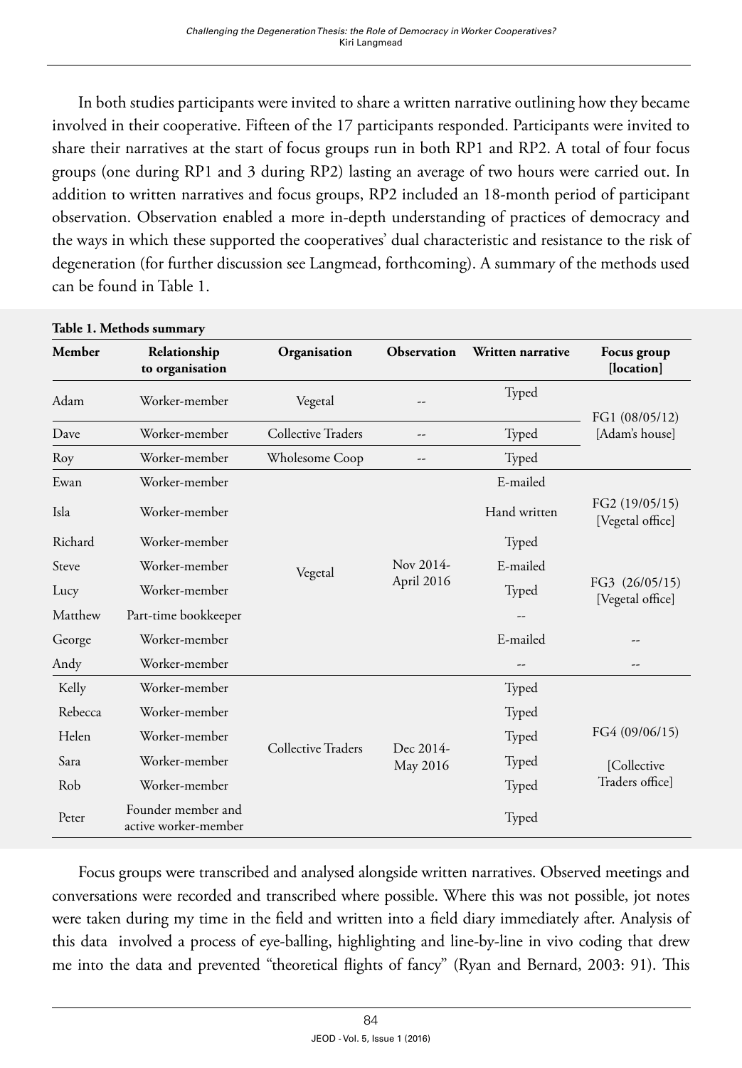In both studies participants were invited to share a written narrative outlining how they became involved in their cooperative. Fifteen of the 17 participants responded. Participants were invited to share their narratives at the start of focus groups run in both RP1 and RP2. A total of four focus groups (one during RP1 and 3 during RP2) lasting an average of two hours were carried out. In addition to written narratives and focus groups, RP2 included an 18-month period of participant observation. Observation enabled a more in-depth understanding of practices of democracy and the ways in which these supported the cooperatives' dual characteristic and resistance to the risk of degeneration (for further discussion see Langmead, forthcoming). A summary of the methods used can be found in Table 1.

**Table 1. Methods summary**

| Member | Relationship to organisation | Organisation | Observation | Written narrative | Focus group [location] |
|---|---|---|---|---|---|
| Adam | Worker-member | Vegetal | -- | Typed | FG1 (08/05/12) [Adam's house] |
| Dave | Worker-member | Collective Traders | -- | Typed | |
| Roy | Worker-member | Wholesome Coop | -- | Typed | |
| Ewan | Worker-member | Vegetal | Nov 2014-April 2016 | E-mailed | FG2 (19/05/15) [Vegetal office] |
| Isla | Worker-member | | | Hand written | |
| Richard | Worker-member | | | Typed | FG3 (26/05/15) [Vegetal office] |
| Steve | Worker-member | | | E-mailed | |
| Lucy | Worker-member | | | Typed | |
| Matthew | Part-time bookkeeper | | | -- | |
| George | Worker-member | | | E-mailed | -- |
| Andy | Worker-member | | | -- | -- |
| Kelly | Worker-member | Collective Traders | Dec 2014-May 2016 | Typed | FG4 (09/06/15) [Collective Traders office] |
| Rebecca | Worker-member | | | Typed | |
| Helen | Worker-member | | | Typed | |
| Sara | Worker-member | | | Typed | |
| Rob | Worker-member | | | Typed | |
| Peter | Founder member and active worker-member | | | Typed | |

Focus groups were transcribed and analysed alongside written narratives. Observed meetings and conversations were recorded and transcribed where possible. Where this was not possible, jot notes were taken during my time in the field and written into a field diary immediately after. Analysis of this data involved a process of eye-balling, highlighting and line-by-line in vivo coding that drew me into the data and prevented "theoretical flights of fancy" (Ryan and Bernard, 2003: 91). This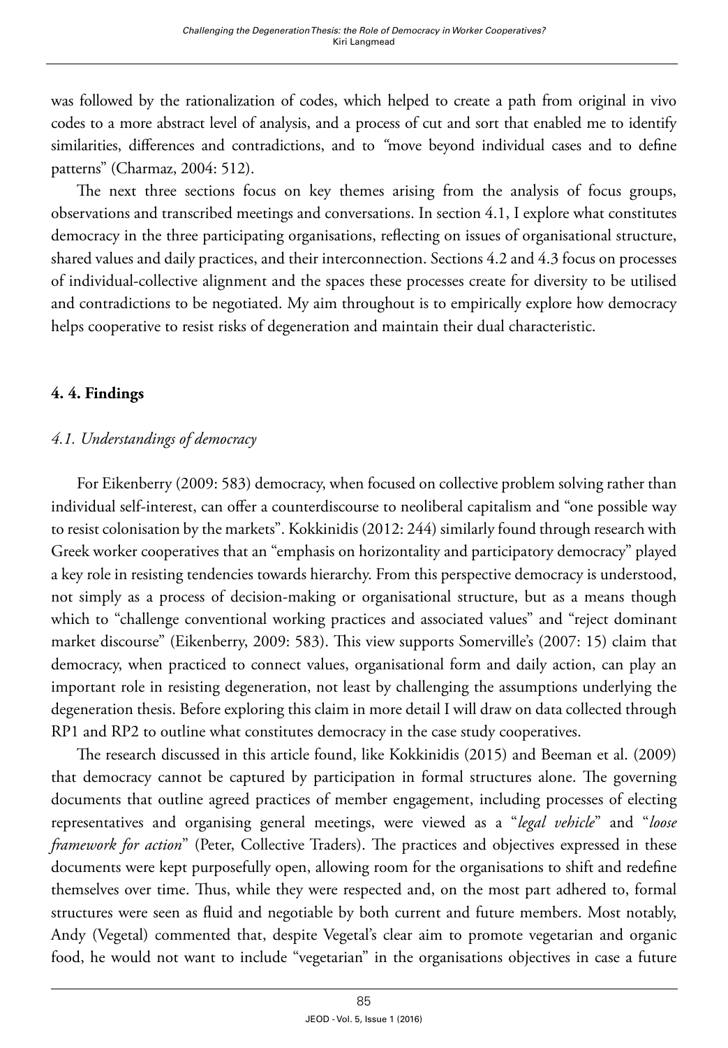was followed by the rationalization of codes, which helped to create a path from original in vivo codes to a more abstract level of analysis, and a process of cut and sort that enabled me to identify similarities, differences and contradictions, and to *"*move beyond individual cases and to define patterns" (Charmaz, 2004: 512).

The next three sections focus on key themes arising from the analysis of focus groups, observations and transcribed meetings and conversations. In section 4.1, I explore what constitutes democracy in the three participating organisations, reflecting on issues of organisational structure, shared values and daily practices, and their interconnection. Sections 4.2 and 4.3 focus on processes of individual-collective alignment and the spaces these processes create for diversity to be utilised and contradictions to be negotiated. My aim throughout is to empirically explore how democracy helps cooperative to resist risks of degeneration and maintain their dual characteristic.

## 4. 4. Findings

### *4.1. Understandings of democracy*

For Eikenberry (2009: 583) democracy, when focused on collective problem solving rather than individual self-interest, can offer a counterdiscourse to neoliberal capitalism and "one possible way to resist colonisation by the markets". Kokkinidis (2012: 244) similarly found through research with Greek worker cooperatives that an "emphasis on horizontality and participatory democracy" played a key role in resisting tendencies towards hierarchy. From this perspective democracy is understood, not simply as a process of decision-making or organisational structure, but as a means though which to "challenge conventional working practices and associated values" and "reject dominant market discourse" (Eikenberry, 2009: 583). This view supports Somerville's (2007: 15) claim that democracy, when practiced to connect values, organisational form and daily action, can play an important role in resisting degeneration, not least by challenging the assumptions underlying the degeneration thesis. Before exploring this claim in more detail I will draw on data collected through RP1 and RP2 to outline what constitutes democracy in the case study cooperatives.

The research discussed in this article found, like Kokkinidis (2015) and Beeman et al. (2009) that democracy cannot be captured by participation in formal structures alone. The governing documents that outline agreed practices of member engagement, including processes of electing representatives and organising general meetings, were viewed as a "*legal vehicle*" and "*loose framework for action*" (Peter, Collective Traders). The practices and objectives expressed in these documents were kept purposefully open, allowing room for the organisations to shift and redefine themselves over time. Thus, while they were respected and, on the most part adhered to, formal structures were seen as fluid and negotiable by both current and future members. Most notably, Andy (Vegetal) commented that, despite Vegetal's clear aim to promote vegetarian and organic food, he would not want to include "vegetarian" in the organisations objectives in case a future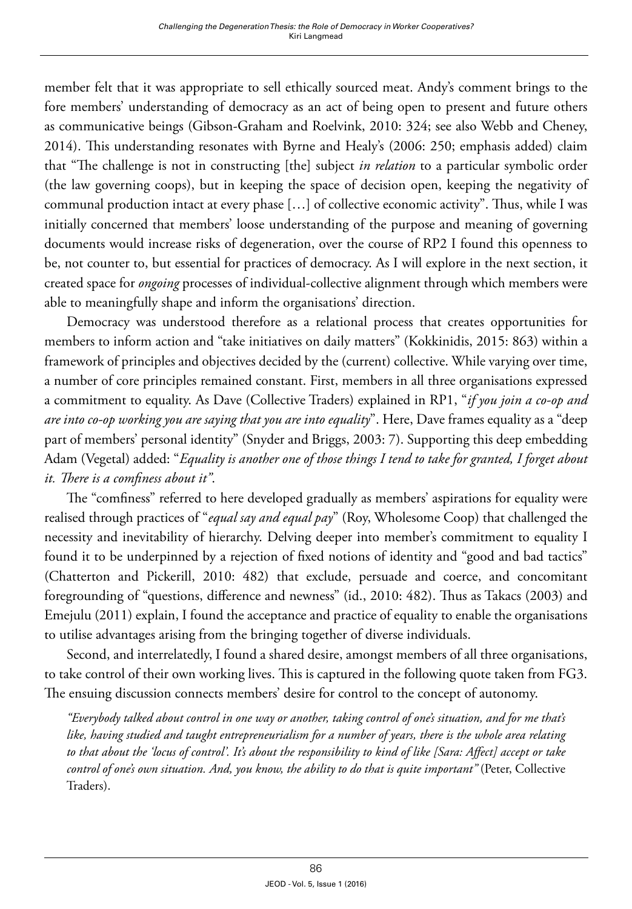member felt that it was appropriate to sell ethically sourced meat. Andy's comment brings to the fore members' understanding of democracy as an act of being open to present and future others as communicative beings (Gibson-Graham and Roelvink, 2010: 324; see also Webb and Cheney, 2014). This understanding resonates with Byrne and Healy's (2006: 250; emphasis added) claim that "The challenge is not in constructing [the] subject *in relation* to a particular symbolic order (the law governing coops), but in keeping the space of decision open, keeping the negativity of communal production intact at every phase […] of collective economic activity". Thus, while I was initially concerned that members' loose understanding of the purpose and meaning of governing documents would increase risks of degeneration, over the course of RP2 I found this openness to be, not counter to, but essential for practices of democracy. As I will explore in the next section, it created space for *ongoing* processes of individual-collective alignment through which members were able to meaningfully shape and inform the organisations' direction.

Democracy was understood therefore as a relational process that creates opportunities for members to inform action and "take initiatives on daily matters" (Kokkinidis, 2015: 863) within a framework of principles and objectives decided by the (current) collective. While varying over time, a number of core principles remained constant. First, members in all three organisations expressed a commitment to equality. As Dave (Collective Traders) explained in RP1, "*if you join a co-op and are into co-op working you are saying that you are into equality*". Here, Dave frames equality as a "deep part of members' personal identity" (Snyder and Briggs, 2003: 7). Supporting this deep embedding Adam (Vegetal) added: "*Equality is another one of those things I tend to take for granted, I forget about it. There is a comfiness about it"*.

The "comfiness" referred to here developed gradually as members' aspirations for equality were realised through practices of "*equal say and equal pay*" (Roy, Wholesome Coop) that challenged the necessity and inevitability of hierarchy. Delving deeper into member's commitment to equality I found it to be underpinned by a rejection of fixed notions of identity and "good and bad tactics" (Chatterton and Pickerill, 2010: 482) that exclude, persuade and coerce, and concomitant foregrounding of "questions, difference and newness" (id., 2010: 482). Thus as Takacs (2003) and Emejulu (2011) explain, I found the acceptance and practice of equality to enable the organisations to utilise advantages arising from the bringing together of diverse individuals.

Second, and interrelatedly, I found a shared desire, amongst members of all three organisations, to take control of their own working lives. This is captured in the following quote taken from FG3. The ensuing discussion connects members' desire for control to the concept of autonomy.

> *"Everybody talked about control in one way or another, taking control of one's situation, and for me that's like, having studied and taught entrepreneurialism for a number of years, there is the whole area relating to that about the 'locus of control'. It's about the responsibility to kind of like [Sara: Affect] accept or take control of one's own situation. And, you know, the ability to do that is quite important"* (Peter, Collective Traders).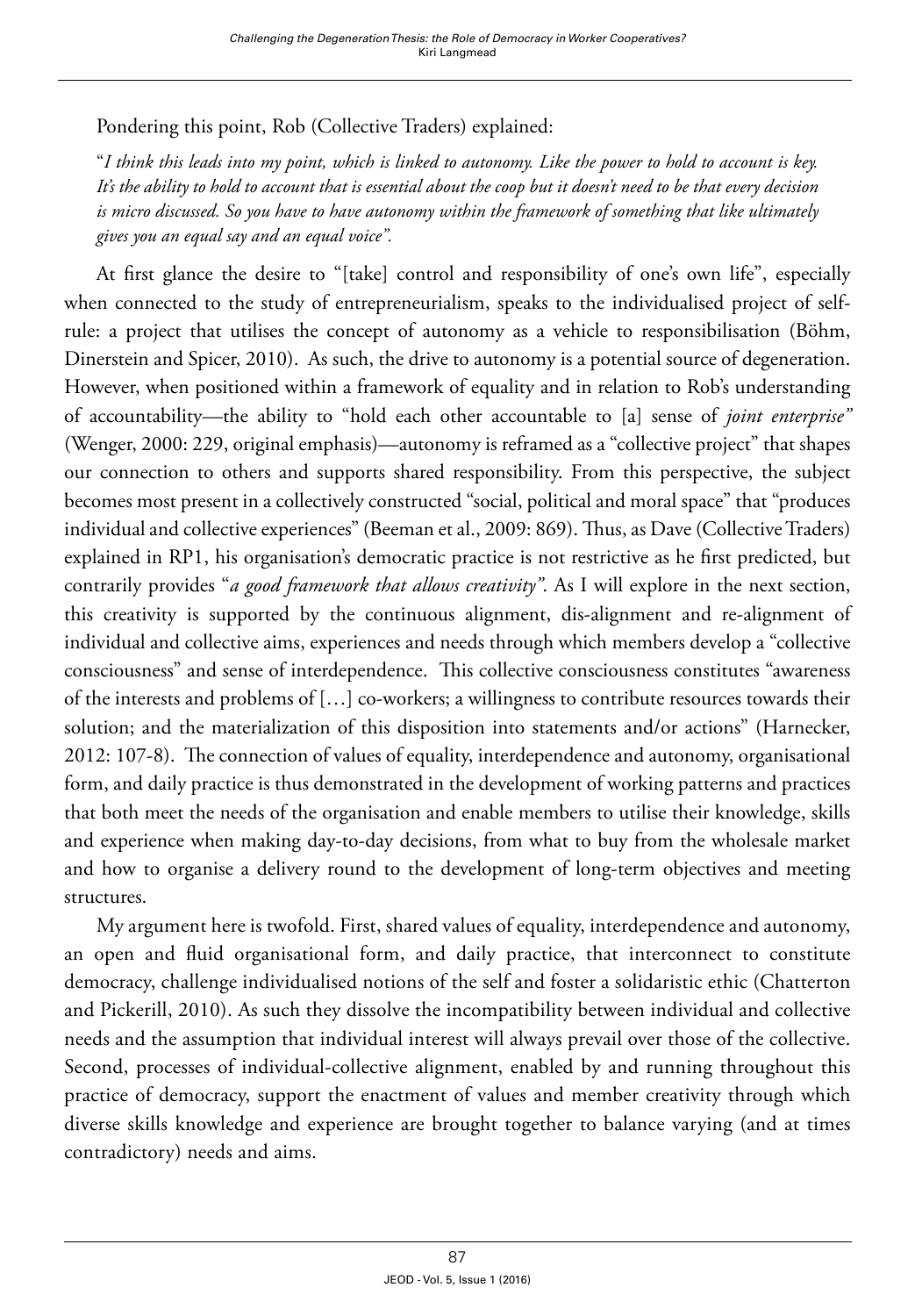Pondering this point, Rob (Collective Traders) explained:

"*I think this leads into my point, which is linked to autonomy. Like the power to hold to account is key. It's the ability to hold to account that is essential about the coop but it doesn't need to be that every decision is micro discussed. So you have to have autonomy within the framework of something that like ultimately gives you an equal say and an equal voice".*

At first glance the desire to "[take] control and responsibility of one's own life", especially when connected to the study of entrepreneurialism, speaks to the individualised project of self-rule: a project that utilises the concept of autonomy as a vehicle to responsibilisation (Böhm, Dinerstein and Spicer, 2010). As such, the drive to autonomy is a potential source of degeneration. However, when positioned within a framework of equality and in relation to Rob's understanding of accountability—the ability to "hold each other accountable to [a] sense of *joint enterprise"* (Wenger, 2000: 229, original emphasis)—autonomy is reframed as a "collective project" that shapes our connection to others and supports shared responsibility. From this perspective, the subject becomes most present in a collectively constructed "social, political and moral space" that "produces individual and collective experiences" (Beeman et al., 2009: 869). Thus, as Dave (Collective Traders) explained in RP1, his organisation's democratic practice is not restrictive as he first predicted, but contrarily provides "*a good framework that allows creativity"*. As I will explore in the next section, this creativity is supported by the continuous alignment, dis-alignment and re-alignment of individual and collective aims, experiences and needs through which members develop a "collective consciousness" and sense of interdependence. This collective consciousness constitutes "awareness of the interests and problems of […] co-workers; a willingness to contribute resources towards their solution; and the materialization of this disposition into statements and/or actions" (Harnecker, 2012: 107-8). The connection of values of equality, interdependence and autonomy, organisational form, and daily practice is thus demonstrated in the development of working patterns and practices that both meet the needs of the organisation and enable members to utilise their knowledge, skills and experience when making day-to-day decisions, from what to buy from the wholesale market and how to organise a delivery round to the development of long-term objectives and meeting structures.

My argument here is twofold. First, shared values of equality, interdependence and autonomy, an open and fluid organisational form, and daily practice, that interconnect to constitute democracy, challenge individualised notions of the self and foster a solidaristic ethic (Chatterton and Pickerill, 2010). As such they dissolve the incompatibility between individual and collective needs and the assumption that individual interest will always prevail over those of the collective. Second, processes of individual-collective alignment, enabled by and running throughout this practice of democracy, support the enactment of values and member creativity through which diverse skills knowledge and experience are brought together to balance varying (and at times contradictory) needs and aims.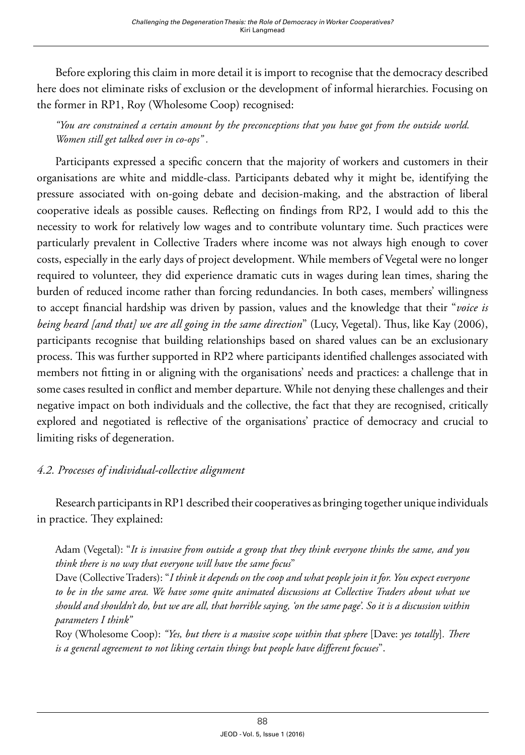Before exploring this claim in more detail it is import to recognise that the democracy described here does not eliminate risks of exclusion or the development of informal hierarchies. Focusing on the former in RP1, Roy (Wholesome Coop) recognised:

> *"You are constrained a certain amount by the preconceptions that you have got from the outside world. Women still get talked over in co-ops".*

Participants expressed a specific concern that the majority of workers and customers in their organisations are white and middle-class. Participants debated why it might be, identifying the pressure associated with on-going debate and decision-making, and the abstraction of liberal cooperative ideals as possible causes. Reflecting on findings from RP2, I would add to this the necessity to work for relatively low wages and to contribute voluntary time. Such practices were particularly prevalent in Collective Traders where income was not always high enough to cover costs, especially in the early days of project development. While members of Vegetal were no longer required to volunteer, they did experience dramatic cuts in wages during lean times, sharing the burden of reduced income rather than forcing redundancies. In both cases, members' willingness to accept financial hardship was driven by passion, values and the knowledge that their "*voice is being heard [and that] we are all going in the same direction*" (Lucy, Vegetal). Thus, like Kay (2006), participants recognise that building relationships based on shared values can be an exclusionary process. This was further supported in RP2 where participants identified challenges associated with members not fitting in or aligning with the organisations' needs and practices: a challenge that in some cases resulted in conflict and member departure. While not denying these challenges and their negative impact on both individuals and the collective, the fact that they are recognised, critically explored and negotiated is reflective of the organisations' practice of democracy and crucial to limiting risks of degeneration.

### *4.2. Processes of individual-collective alignment*

Research participants in RP1 described their cooperatives as bringing together unique individuals in practice. They explained:

> Adam (Vegetal): "*It is invasive from outside a group that they think everyone thinks the same, and you think there is no way that everyone will have the same focus*"
>
> Dave (Collective Traders): "*I think it depends on the coop and what people join it for. You expect everyone to be in the same area. We have some quite animated discussions at Collective Traders about what we should and shouldn't do, but we are all, that horrible saying, 'on the same page'. So it is a discussion within parameters I think*"
>
> Roy (Wholesome Coop): *"Yes, but there is a massive scope within that sphere* [Dave: *yes totally*]*. There is a general agreement to not liking certain things but people have different focuses*".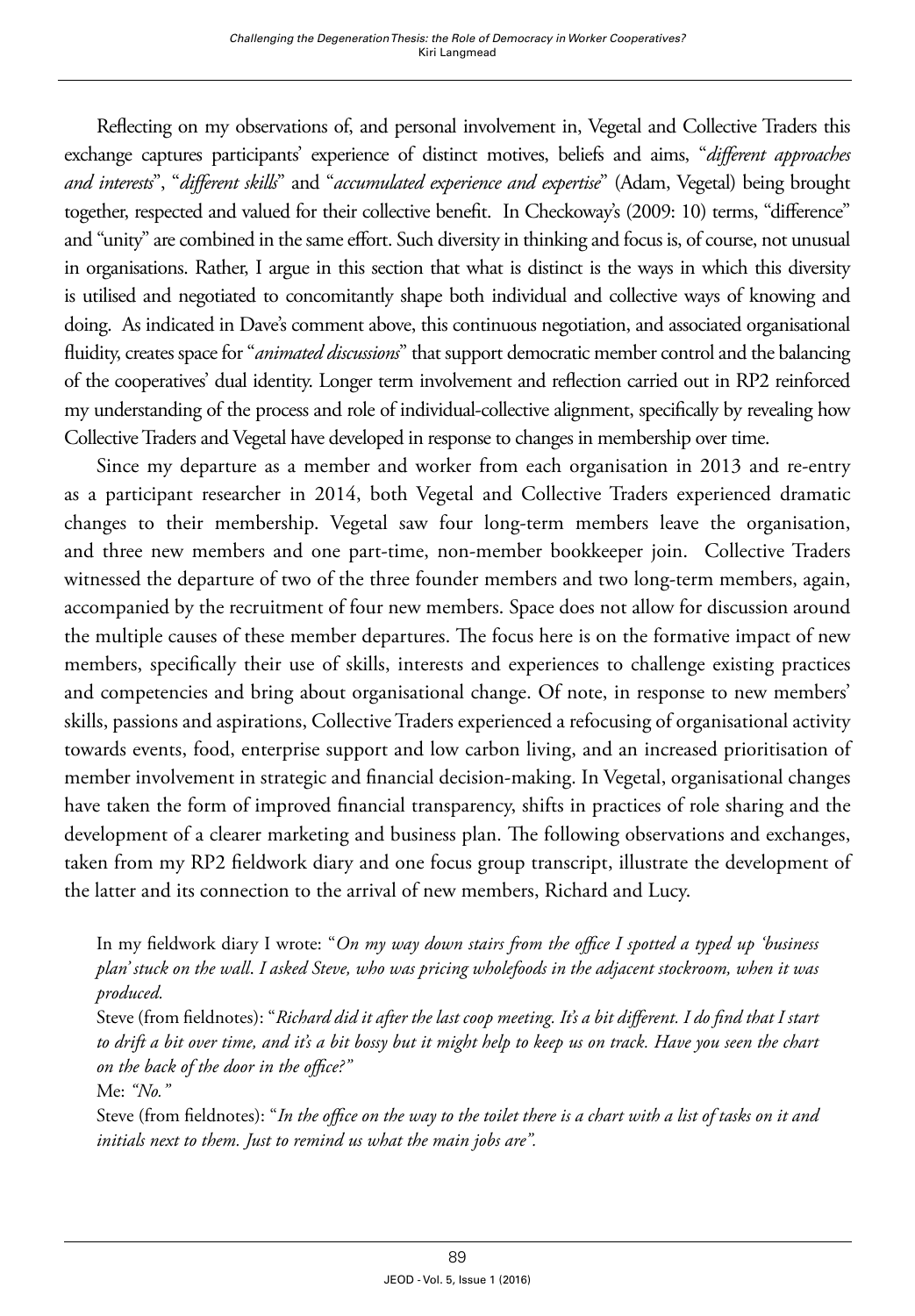Reflecting on my observations of, and personal involvement in, Vegetal and Collective Traders this exchange captures participants' experience of distinct motives, beliefs and aims, "*different approaches and interests*", "*different skills*" and "*accumulated experience and expertise*" (Adam, Vegetal) being brought together, respected and valued for their collective benefit. In Checkoway's (2009: 10) terms, "difference" and "unity" are combined in the same effort. Such diversity in thinking and focus is, of course, not unusual in organisations. Rather, I argue in this section that what is distinct is the ways in which this diversity is utilised and negotiated to concomitantly shape both individual and collective ways of knowing and doing. As indicated in Dave's comment above, this continuous negotiation, and associated organisational fluidity, creates space for "*animated discussions*" that support democratic member control and the balancing of the cooperatives' dual identity. Longer term involvement and reflection carried out in RP2 reinforced my understanding of the process and role of individual-collective alignment, specifically by revealing how Collective Traders and Vegetal have developed in response to changes in membership over time.

Since my departure as a member and worker from each organisation in 2013 and re-entry as a participant researcher in 2014, both Vegetal and Collective Traders experienced dramatic changes to their membership. Vegetal saw four long-term members leave the organisation, and three new members and one part-time, non-member bookkeeper join. Collective Traders witnessed the departure of two of the three founder members and two long-term members, again, accompanied by the recruitment of four new members. Space does not allow for discussion around the multiple causes of these member departures. The focus here is on the formative impact of new members, specifically their use of skills, interests and experiences to challenge existing practices and competencies and bring about organisational change. Of note, in response to new members' skills, passions and aspirations, Collective Traders experienced a refocusing of organisational activity towards events, food, enterprise support and low carbon living, and an increased prioritisation of member involvement in strategic and financial decision-making. In Vegetal, organisational changes have taken the form of improved financial transparency, shifts in practices of role sharing and the development of a clearer marketing and business plan. The following observations and exchanges, taken from my RP2 fieldwork diary and one focus group transcript, illustrate the development of the latter and its connection to the arrival of new members, Richard and Lucy.

> In my fieldwork diary I wrote: "*On my way down stairs from the office I spotted a typed up 'business plan' stuck on the wall. I asked Steve, who was pricing wholefoods in the adjacent stockroom, when it was produced.*
>
> Steve (from fieldnotes): "*Richard did it after the last coop meeting. It's a bit different. I do find that I start to drift a bit over time, and it's a bit bossy but it might help to keep us on track. Have you seen the chart on the back of the door in the office?"*
>
> Me: *"No."*
>
> Steve (from fieldnotes): "*In the office on the way to the toilet there is a chart with a list of tasks on it and initials next to them. Just to remind us what the main jobs are".*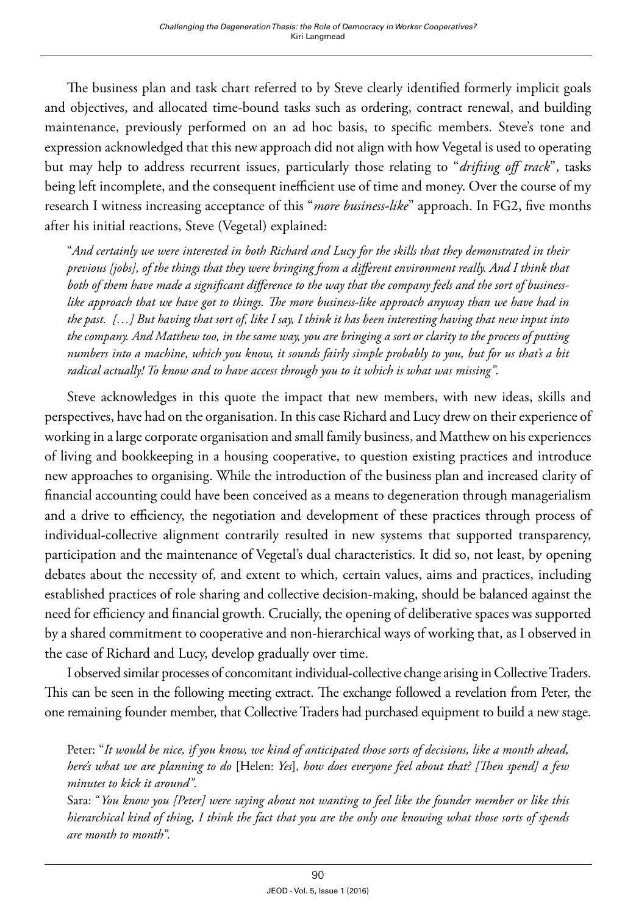The business plan and task chart referred to by Steve clearly identified formerly implicit goals and objectives, and allocated time-bound tasks such as ordering, contract renewal, and building maintenance, previously performed on an ad hoc basis, to specific members. Steve's tone and expression acknowledged that this new approach did not align with how Vegetal is used to operating but may help to address recurrent issues, particularly those relating to "*drifting off track*", tasks being left incomplete, and the consequent inefficient use of time and money. Over the course of my research I witness increasing acceptance of this "*more business-like*" approach. In FG2, five months after his initial reactions, Steve (Vegetal) explained:

> "*And certainly we were interested in both Richard and Lucy for the skills that they demonstrated in their previous [jobs], of the things that they were bringing from a different environment really. And I think that both of them have made a significant difference to the way that the company feels and the sort of business-like approach that we have got to things. The more business-like approach anyway than we have had in the past. […] But having that sort of, like I say, I think it has been interesting having that new input into the company. And Matthew too, in the same way, you are bringing a sort or clarity to the process of putting numbers into a machine, which you know, it sounds fairly simple probably to you, but for us that's a bit radical actually! To know and to have access through you to it which is what was missing"*.

Steve acknowledges in this quote the impact that new members, with new ideas, skills and perspectives, have had on the organisation. In this case Richard and Lucy drew on their experience of working in a large corporate organisation and small family business, and Matthew on his experiences of living and bookkeeping in a housing cooperative, to question existing practices and introduce new approaches to organising. While the introduction of the business plan and increased clarity of financial accounting could have been conceived as a means to degeneration through managerialism and a drive to efficiency, the negotiation and development of these practices through process of individual-collective alignment contrarily resulted in new systems that supported transparency, participation and the maintenance of Vegetal's dual characteristics. It did so, not least, by opening debates about the necessity of, and extent to which, certain values, aims and practices, including established practices of role sharing and collective decision-making, should be balanced against the need for efficiency and financial growth. Crucially, the opening of deliberative spaces was supported by a shared commitment to cooperative and non-hierarchical ways of working that, as I observed in the case of Richard and Lucy, develop gradually over time.

I observed similar processes of concomitant individual-collective change arising in Collective Traders. This can be seen in the following meeting extract. The exchange followed a revelation from Peter, the one remaining founder member, that Collective Traders had purchased equipment to build a new stage.

> Peter: "*It would be nice, if you know, we kind of anticipated those sorts of decisions, like a month ahead, here's what we are planning to do* [Helen: *Yes*]*, how does everyone feel about that? [Then spend] a few minutes to kick it around"*.
>
> Sara: "*You know you [Peter] were saying about not wanting to feel like the founder member or like this hierarchical kind of thing, I think the fact that you are the only one knowing what those sorts of spends are month to month"*.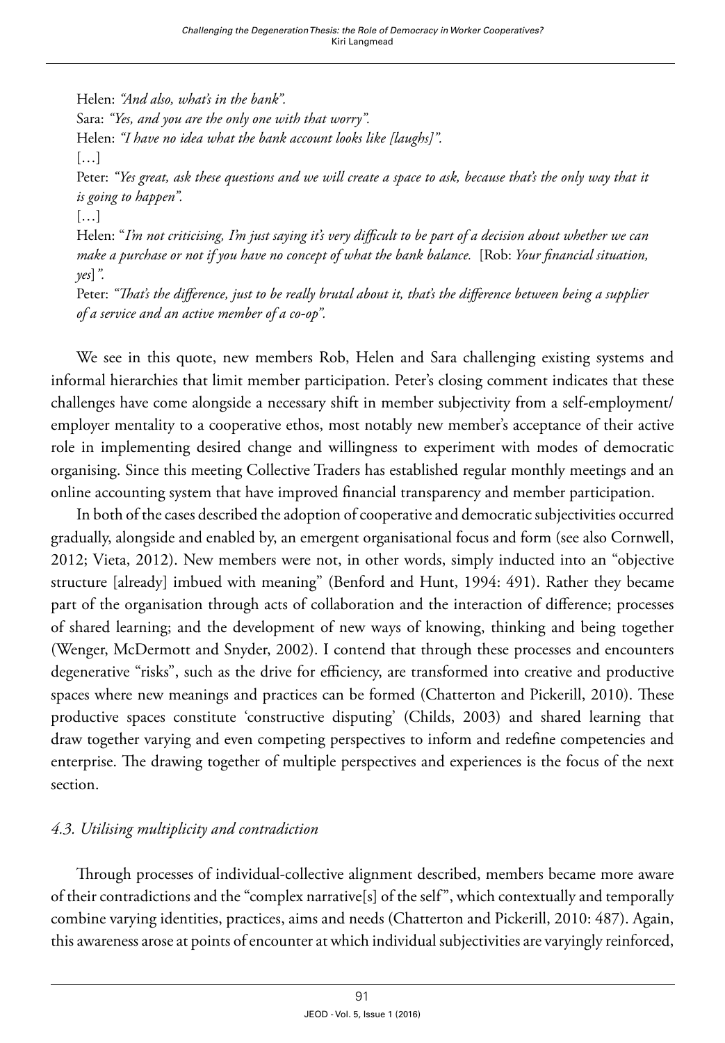Helen: *"And also, what's in the bank".*
Sara: *"Yes, and you are the only one with that worry".*
Helen: *"I have no idea what the bank account looks like [laughs]".*
[…]
Peter: *"Yes great, ask these questions and we will create a space to ask, because that's the only way that it is going to happen".*
[…]
Helen: "*I'm not criticising, I'm just saying it's very difficult to be part of a decision about whether we can make a purchase or not if you have no concept of what the bank balance.* [Rob: *Your financial situation, yes*]".
Peter: *"That's the difference, just to be really brutal about it, that's the difference between being a supplier of a service and an active member of a co-op".*

We see in this quote, new members Rob, Helen and Sara challenging existing systems and informal hierarchies that limit member participation. Peter's closing comment indicates that these challenges have come alongside a necessary shift in member subjectivity from a self-employment/employer mentality to a cooperative ethos, most notably new member's acceptance of their active role in implementing desired change and willingness to experiment with modes of democratic organising. Since this meeting Collective Traders has established regular monthly meetings and an online accounting system that have improved financial transparency and member participation.

In both of the cases described the adoption of cooperative and democratic subjectivities occurred gradually, alongside and enabled by, an emergent organisational focus and form (see also Cornwell, 2012; Vieta, 2012). New members were not, in other words, simply inducted into an "objective structure [already] imbued with meaning" (Benford and Hunt, 1994: 491). Rather they became part of the organisation through acts of collaboration and the interaction of difference; processes of shared learning; and the development of new ways of knowing, thinking and being together (Wenger, McDermott and Snyder, 2002). I contend that through these processes and encounters degenerative "risks", such as the drive for efficiency, are transformed into creative and productive spaces where new meanings and practices can be formed (Chatterton and Pickerill, 2010). These productive spaces constitute 'constructive disputing' (Childs, 2003) and shared learning that draw together varying and even competing perspectives to inform and redefine competencies and enterprise. The drawing together of multiple perspectives and experiences is the focus of the next section.

### *4.3. Utilising multiplicity and contradiction*

Through processes of individual-collective alignment described, members became more aware of their contradictions and the "complex narrative[s] of the self", which contextually and temporally combine varying identities, practices, aims and needs (Chatterton and Pickerill, 2010: 487). Again, this awareness arose at points of encounter at which individual subjectivities are varyingly reinforced,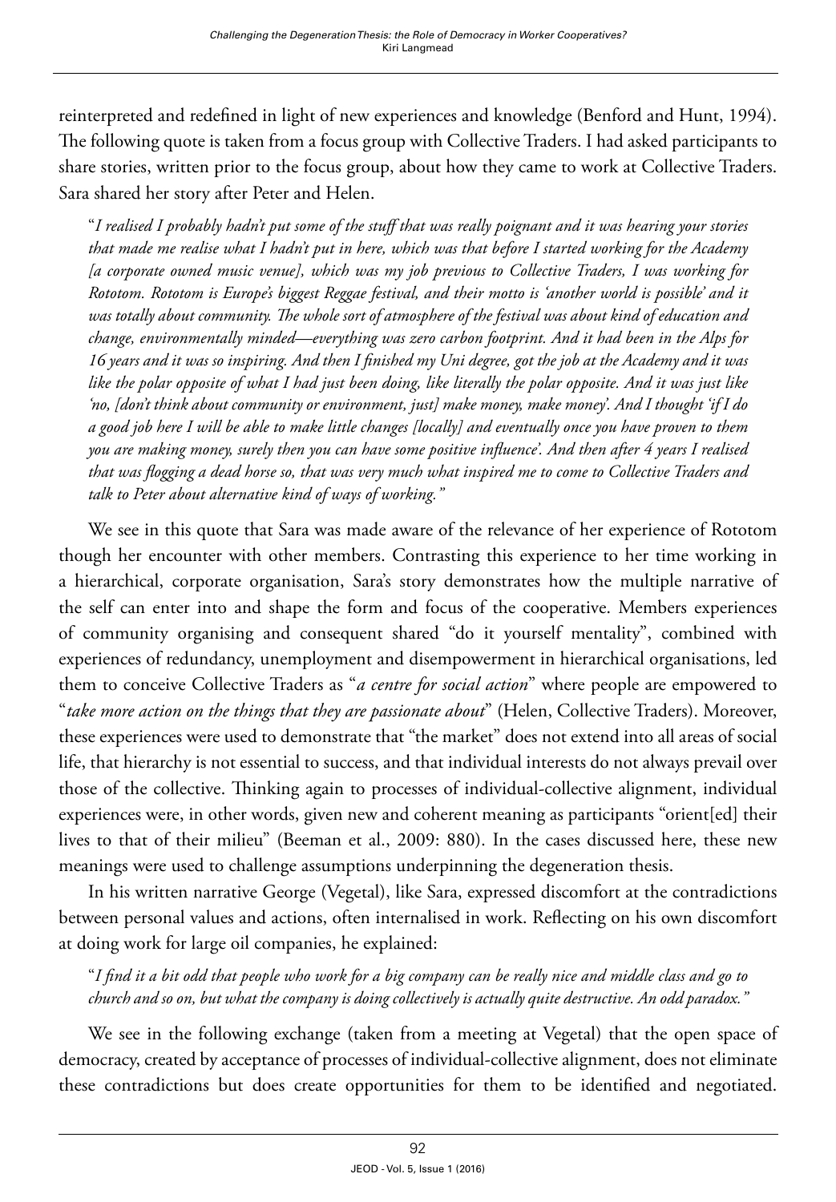reinterpreted and redefined in light of new experiences and knowledge (Benford and Hunt, 1994). The following quote is taken from a focus group with Collective Traders. I had asked participants to share stories, written prior to the focus group, about how they came to work at Collective Traders. Sara shared her story after Peter and Helen.

> "*I realised I probably hadn't put some of the stuff that was really poignant and it was hearing your stories that made me realise what I hadn't put in here, which was that before I started working for the Academy [a corporate owned music venue], which was my job previous to Collective Traders, I was working for Rototom. Rototom is Europe's biggest Reggae festival, and their motto is 'another world is possible' and it was totally about community. The whole sort of atmosphere of the festival was about kind of education and change, environmentally minded—everything was zero carbon footprint. And it had been in the Alps for 16 years and it was so inspiring. And then I finished my Uni degree, got the job at the Academy and it was like the polar opposite of what I had just been doing, like literally the polar opposite. And it was just like 'no, [don't think about community or environment, just] make money, make money'. And I thought 'if I do a good job here I will be able to make little changes [locally] and eventually once you have proven to them you are making money, surely then you can have some positive influence'. And then after 4 years I realised that was flogging a dead horse so, that was very much what inspired me to come to Collective Traders and talk to Peter about alternative kind of ways of working.*"

We see in this quote that Sara was made aware of the relevance of her experience of Rototom though her encounter with other members. Contrasting this experience to her time working in a hierarchical, corporate organisation, Sara's story demonstrates how the multiple narrative of the self can enter into and shape the form and focus of the cooperative. Members experiences of community organising and consequent shared "do it yourself mentality", combined with experiences of redundancy, unemployment and disempowerment in hierarchical organisations, led them to conceive Collective Traders as "*a centre for social action*" where people are empowered to "*take more action on the things that they are passionate about*" (Helen, Collective Traders). Moreover, these experiences were used to demonstrate that "the market" does not extend into all areas of social life, that hierarchy is not essential to success, and that individual interests do not always prevail over those of the collective. Thinking again to processes of individual-collective alignment, individual experiences were, in other words, given new and coherent meaning as participants "orient[ed] their lives to that of their milieu" (Beeman et al., 2009: 880). In the cases discussed here, these new meanings were used to challenge assumptions underpinning the degeneration thesis.

In his written narrative George (Vegetal), like Sara, expressed discomfort at the contradictions between personal values and actions, often internalised in work. Reflecting on his own discomfort at doing work for large oil companies, he explained:

> "*I find it a bit odd that people who work for a big company can be really nice and middle class and go to church and so on, but what the company is doing collectively is actually quite destructive. An odd paradox.*"

We see in the following exchange (taken from a meeting at Vegetal) that the open space of democracy, created by acceptance of processes of individual-collective alignment, does not eliminate these contradictions but does create opportunities for them to be identified and negotiated.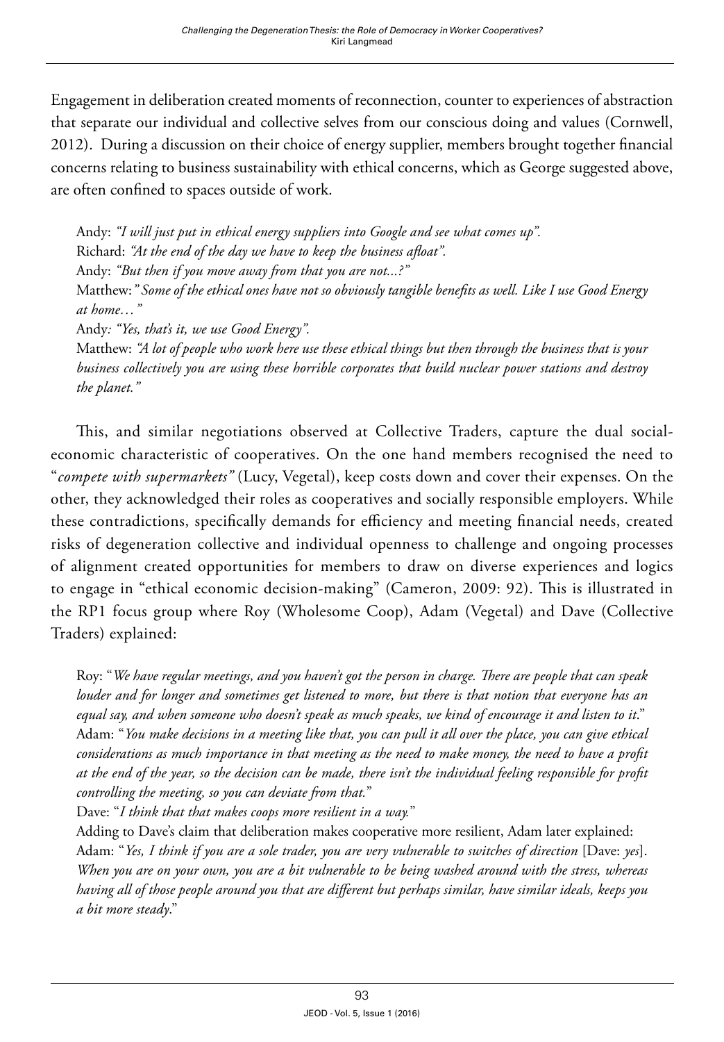Engagement in deliberation created moments of reconnection, counter to experiences of abstraction that separate our individual and collective selves from our conscious doing and values (Cornwell, 2012). During a discussion on their choice of energy supplier, members brought together financial concerns relating to business sustainability with ethical concerns, which as George suggested above, are often confined to spaces outside of work.

> Andy: *"I will just put in ethical energy suppliers into Google and see what comes up".*
> Richard: *"At the end of the day we have to keep the business afloat".*
> Andy: *"But then if you move away from that you are not...?"*
> Matthew: *"Some of the ethical ones have not so obviously tangible benefits as well. Like I use Good Energy at home…"*
> Andy*: "Yes, that's it, we use Good Energy".*
> Matthew: *"A lot of people who work here use these ethical things but then through the business that is your business collectively you are using these horrible corporates that build nuclear power stations and destroy the planet."*

This, and similar negotiations observed at Collective Traders, capture the dual social-economic characteristic of cooperatives. On the one hand members recognised the need to "*compete with supermarkets"* (Lucy, Vegetal), keep costs down and cover their expenses. On the other, they acknowledged their roles as cooperatives and socially responsible employers. While these contradictions, specifically demands for efficiency and meeting financial needs, created risks of degeneration collective and individual openness to challenge and ongoing processes of alignment created opportunities for members to draw on diverse experiences and logics to engage in "ethical economic decision-making" (Cameron, 2009: 92). This is illustrated in the RP1 focus group where Roy (Wholesome Coop), Adam (Vegetal) and Dave (Collective Traders) explained:

> Roy: "*We have regular meetings, and you haven't got the person in charge. There are people that can speak louder and for longer and sometimes get listened to more, but there is that notion that everyone has an equal say, and when someone who doesn't speak as much speaks, we kind of encourage it and listen to it*."
> Adam: "*You make decisions in a meeting like that, you can pull it all over the place, you can give ethical considerations as much importance in that meeting as the need to make money, the need to have a profit at the end of the year, so the decision can be made, there isn't the individual feeling responsible for profit controlling the meeting, so you can deviate from that.*"
> Dave: "*I think that that makes coops more resilient in a way.*"
> Adding to Dave's claim that deliberation makes cooperative more resilient, Adam later explained:
> Adam: "*Yes, I think if you are a sole trader, you are very vulnerable to switches of direction* [Dave: *yes*]. *When you are on your own, you are a bit vulnerable to be being washed around with the stress, whereas having all of those people around you that are different but perhaps similar, have similar ideals, keeps you a bit more steady*."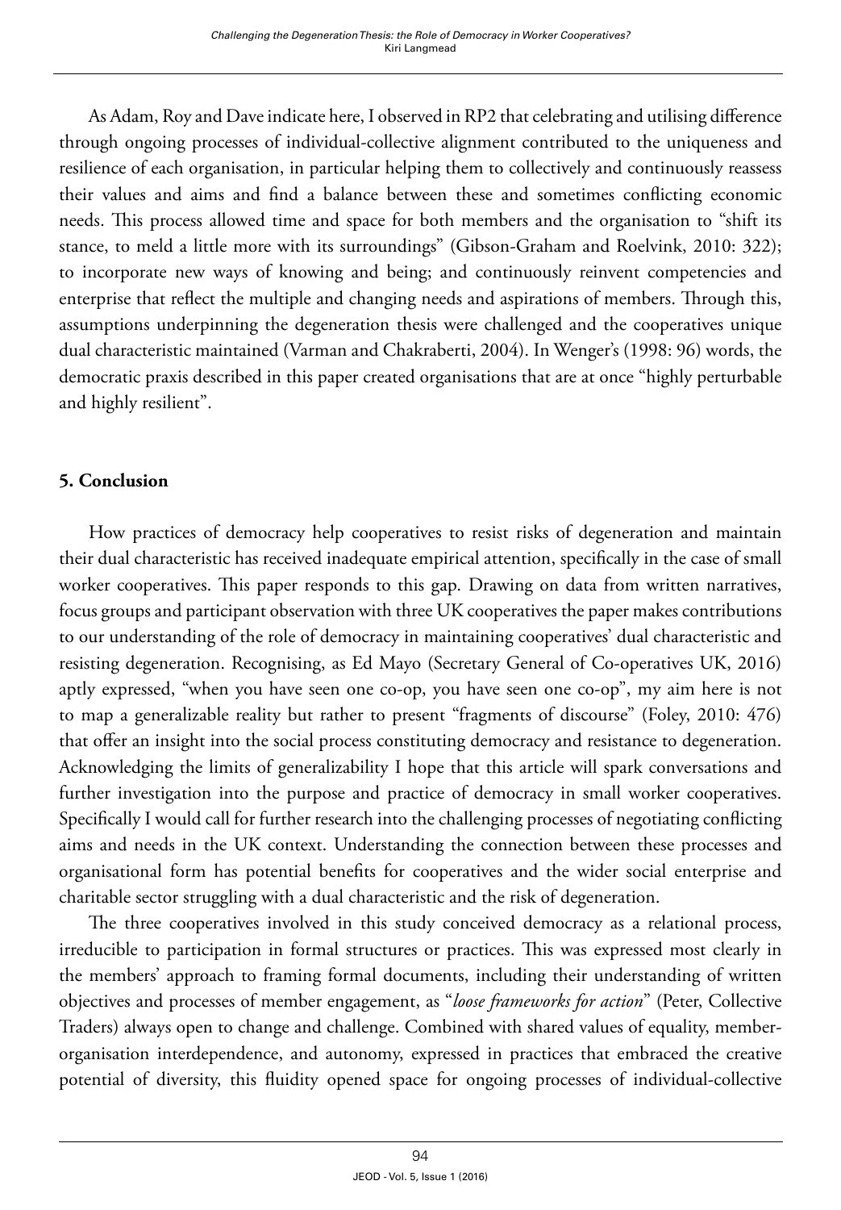As Adam, Roy and Dave indicate here, I observed in RP2 that celebrating and utilising difference through ongoing processes of individual-collective alignment contributed to the uniqueness and resilience of each organisation, in particular helping them to collectively and continuously reassess their values and aims and find a balance between these and sometimes conflicting economic needs. This process allowed time and space for both members and the organisation to "shift its stance, to meld a little more with its surroundings" (Gibson-Graham and Roelvink, 2010: 322); to incorporate new ways of knowing and being; and continuously reinvent competencies and enterprise that reflect the multiple and changing needs and aspirations of members. Through this, assumptions underpinning the degeneration thesis were challenged and the cooperatives unique dual characteristic maintained (Varman and Chakraberti, 2004). In Wenger's (1998: 96) words, the democratic praxis described in this paper created organisations that are at once "highly perturbable and highly resilient".

## 5. Conclusion

How practices of democracy help cooperatives to resist risks of degeneration and maintain their dual characteristic has received inadequate empirical attention, specifically in the case of small worker cooperatives. This paper responds to this gap. Drawing on data from written narratives, focus groups and participant observation with three UK cooperatives the paper makes contributions to our understanding of the role of democracy in maintaining cooperatives' dual characteristic and resisting degeneration. Recognising, as Ed Mayo (Secretary General of Co-operatives UK, 2016) aptly expressed, "when you have seen one co-op, you have seen one co-op", my aim here is not to map a generalizable reality but rather to present "fragments of discourse" (Foley, 2010: 476) that offer an insight into the social process constituting democracy and resistance to degeneration. Acknowledging the limits of generalizability I hope that this article will spark conversations and further investigation into the purpose and practice of democracy in small worker cooperatives. Specifically I would call for further research into the challenging processes of negotiating conflicting aims and needs in the UK context. Understanding the connection between these processes and organisational form has potential benefits for cooperatives and the wider social enterprise and charitable sector struggling with a dual characteristic and the risk of degeneration.

The three cooperatives involved in this study conceived democracy as a relational process, irreducible to participation in formal structures or practices. This was expressed most clearly in the members' approach to framing formal documents, including their understanding of written objectives and processes of member engagement, as "*loose frameworks for action*" (Peter, Collective Traders) always open to change and challenge. Combined with shared values of equality, member-organisation interdependence, and autonomy, expressed in practices that embraced the creative potential of diversity, this fluidity opened space for ongoing processes of individual-collective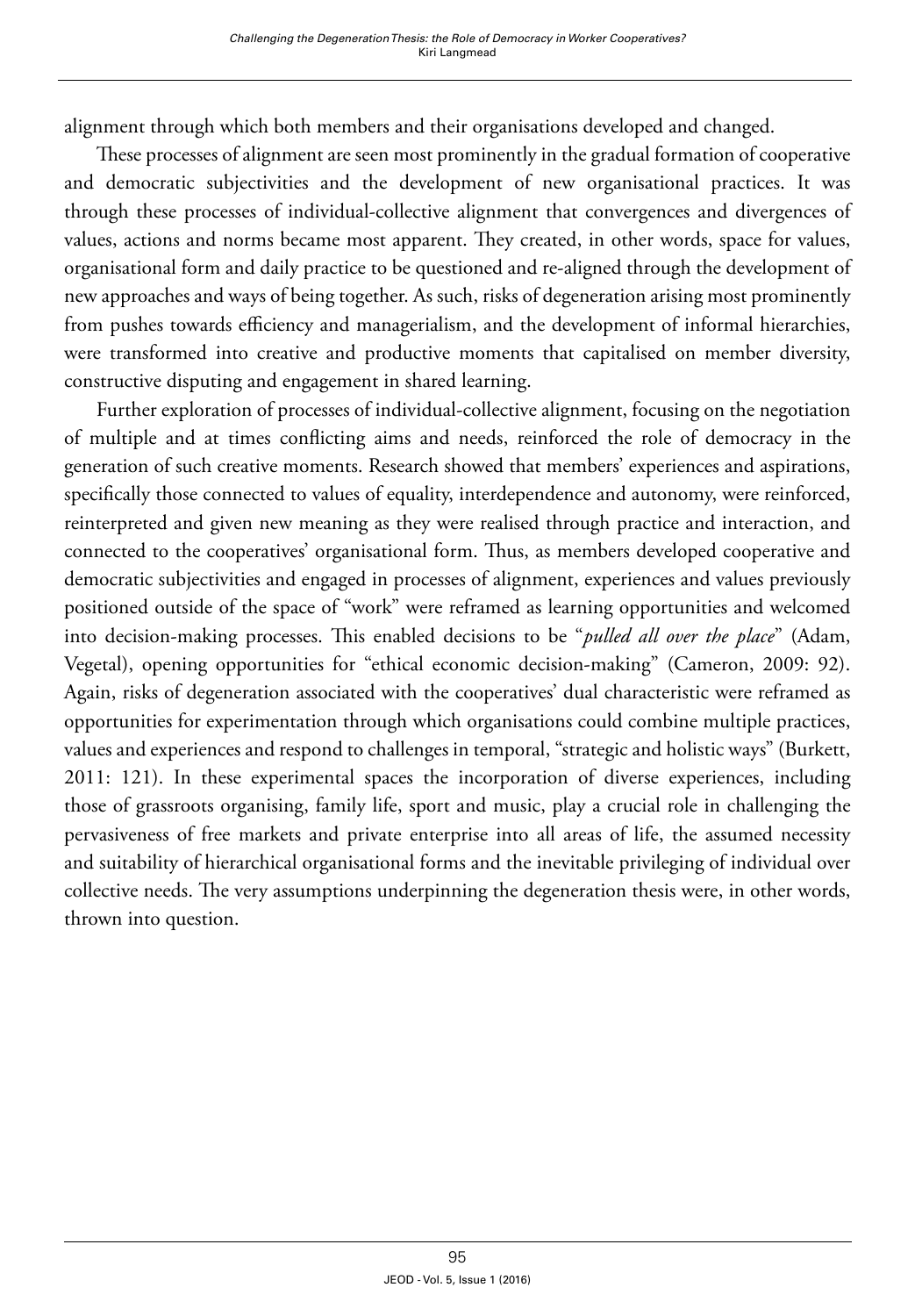alignment through which both members and their organisations developed and changed.

These processes of alignment are seen most prominently in the gradual formation of cooperative and democratic subjectivities and the development of new organisational practices. It was through these processes of individual-collective alignment that convergences and divergences of values, actions and norms became most apparent. They created, in other words, space for values, organisational form and daily practice to be questioned and re-aligned through the development of new approaches and ways of being together. As such, risks of degeneration arising most prominently from pushes towards efficiency and managerialism, and the development of informal hierarchies, were transformed into creative and productive moments that capitalised on member diversity, constructive disputing and engagement in shared learning.

Further exploration of processes of individual-collective alignment, focusing on the negotiation of multiple and at times conflicting aims and needs, reinforced the role of democracy in the generation of such creative moments. Research showed that members' experiences and aspirations, specifically those connected to values of equality, interdependence and autonomy, were reinforced, reinterpreted and given new meaning as they were realised through practice and interaction, and connected to the cooperatives' organisational form. Thus, as members developed cooperative and democratic subjectivities and engaged in processes of alignment, experiences and values previously positioned outside of the space of "work" were reframed as learning opportunities and welcomed into decision-making processes. This enabled decisions to be "*pulled all over the place*" (Adam, Vegetal), opening opportunities for "ethical economic decision-making" (Cameron, 2009: 92). Again, risks of degeneration associated with the cooperatives' dual characteristic were reframed as opportunities for experimentation through which organisations could combine multiple practices, values and experiences and respond to challenges in temporal, "strategic and holistic ways" (Burkett, 2011: 121). In these experimental spaces the incorporation of diverse experiences, including those of grassroots organising, family life, sport and music, play a crucial role in challenging the pervasiveness of free markets and private enterprise into all areas of life, the assumed necessity and suitability of hierarchical organisational forms and the inevitable privileging of individual over collective needs. The very assumptions underpinning the degeneration thesis were, in other words, thrown into question.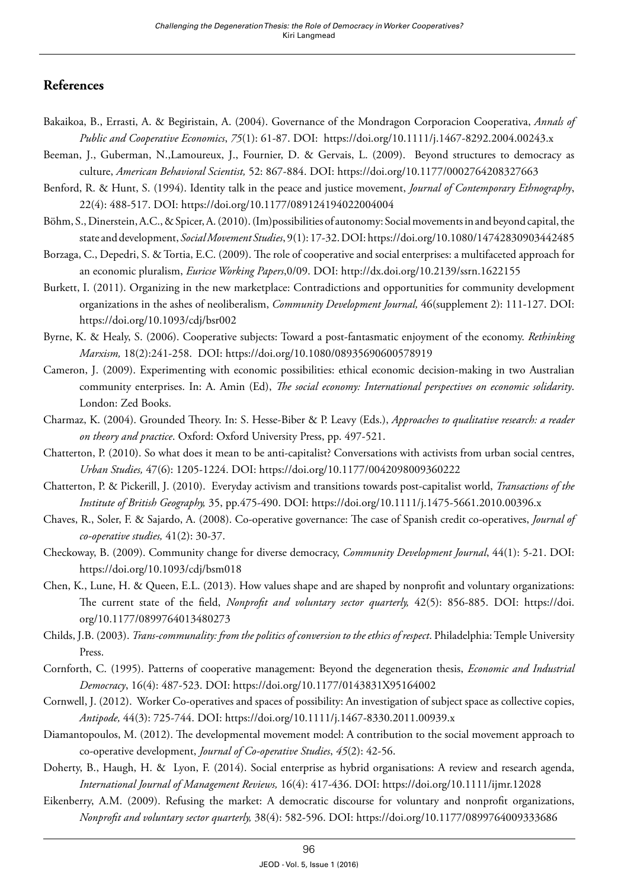## References

Bakaikoa, B., Errasti, A. & Begiristain, A. (2004). Governance of the Mondragon Corporacion Cooperativa, *Annals of Public and Cooperative Economics*, *75*(1): 61-87. DOI: https://doi.org/10.1111/j.1467-8292.2004.00243.x

Beeman, J., Guberman, N.,Lamoureux, J., Fournier, D. & Gervais, L. (2009). Beyond structures to democracy as culture, *American Behavioral Scientist,* 52: 867-884. DOI: https://doi.org/10.1177/0002764208327663

Benford, R. & Hunt, S. (1994). Identity talk in the peace and justice movement, *Journal of Contemporary Ethnography*, 22(4): 488-517. DOI: https://doi.org/10.1177/089124194022004004

Böhm, S., Dinerstein, A.C., & Spicer, A. (2010). (Im)possibilities of autonomy: Social movements in and beyond capital, the state and development, *Social Movement Studies*, 9(1): 17-32. DOI: https://doi.org/10.1080/14742830903442485

Borzaga, C., Depedri, S. & Tortia, E.C. (2009). The role of cooperative and social enterprises: a multifaceted approach for an economic pluralism, *Euricse Working Papers*,0/09. DOI: http://dx.doi.org/10.2139/ssrn.1622155

Burkett, I. (2011). Organizing in the new marketplace: Contradictions and opportunities for community development organizations in the ashes of neoliberalism, *Community Development Journal,* 46(supplement 2): 111-127. DOI: https://doi.org/10.1093/cdj/bsr002

Byrne, K. & Healy, S. (2006). Cooperative subjects: Toward a post-fantasmatic enjoyment of the economy. *Rethinking Marxism,* 18(2):241-258. DOI: https://doi.org/10.1080/08935690600578919

Cameron, J. (2009). Experimenting with economic possibilities: ethical economic decision-making in two Australian community enterprises. In: A. Amin (Ed), *The social economy: International perspectives on economic solidarity*. London: Zed Books.

Charmaz, K. (2004). Grounded Theory. In: S. Hesse-Biber & P. Leavy (Eds.), *Approaches to qualitative research: a reader on theory and practice*. Oxford: Oxford University Press, pp. 497-521.

Chatterton, P. (2010). So what does it mean to be anti-capitalist? Conversations with activists from urban social centres, *Urban Studies,* 47(6): 1205-1224. DOI: https://doi.org/10.1177/0042098009360222

Chatterton, P. & Pickerill, J. (2010). Everyday activism and transitions towards post-capitalist world, *Transactions of the Institute of British Geography,* 35, pp.475-490. DOI: https://doi.org/10.1111/j.1475-5661.2010.00396.x

Chaves, R., Soler, F. & Sajardo, A. (2008). Co-operative governance: The case of Spanish credit co-operatives, *Journal of co-operative studies,* 41(2): 30-37.

Checkoway, B. (2009). Community change for diverse democracy, *Community Development Journal*, 44(1): 5-21. DOI: https://doi.org/10.1093/cdj/bsm018

Chen, K., Lune, H. & Queen, E.L. (2013). How values shape and are shaped by nonprofit and voluntary organizations: The current state of the field, *Nonprofit and voluntary sector quarterly,* 42(5): 856-885. DOI: https://doi.org/10.1177/0899764013480273

Childs, J.B. (2003). *Trans-communality: from the politics of conversion to the ethics of respect*. Philadelphia: Temple University Press.

Cornforth, C. (1995). Patterns of cooperative management: Beyond the degeneration thesis, *Economic and Industrial Democracy*, 16(4): 487-523. DOI: https://doi.org/10.1177/0143831X95164002

Cornwell, J. (2012). Worker Co-operatives and spaces of possibility: An investigation of subject space as collective copies, *Antipode,* 44(3): 725-744. DOI: https://doi.org/10.1111/j.1467-8330.2011.00939.x

Diamantopoulos, M. (2012). The developmental movement model: A contribution to the social movement approach to co-operative development, *Journal of Co-operative Studies*, *45*(2): 42-56.

Doherty, B., Haugh, H. & Lyon, F. (2014). Social enterprise as hybrid organisations: A review and research agenda, *International Journal of Management Reviews,* 16(4): 417-436. DOI: https://doi.org/10.1111/ijmr.12028

Eikenberry, A.M. (2009). Refusing the market: A democratic discourse for voluntary and nonprofit organizations, *Nonprofit and voluntary sector quarterly,* 38(4): 582-596. DOI: https://doi.org/10.1177/0899764009333686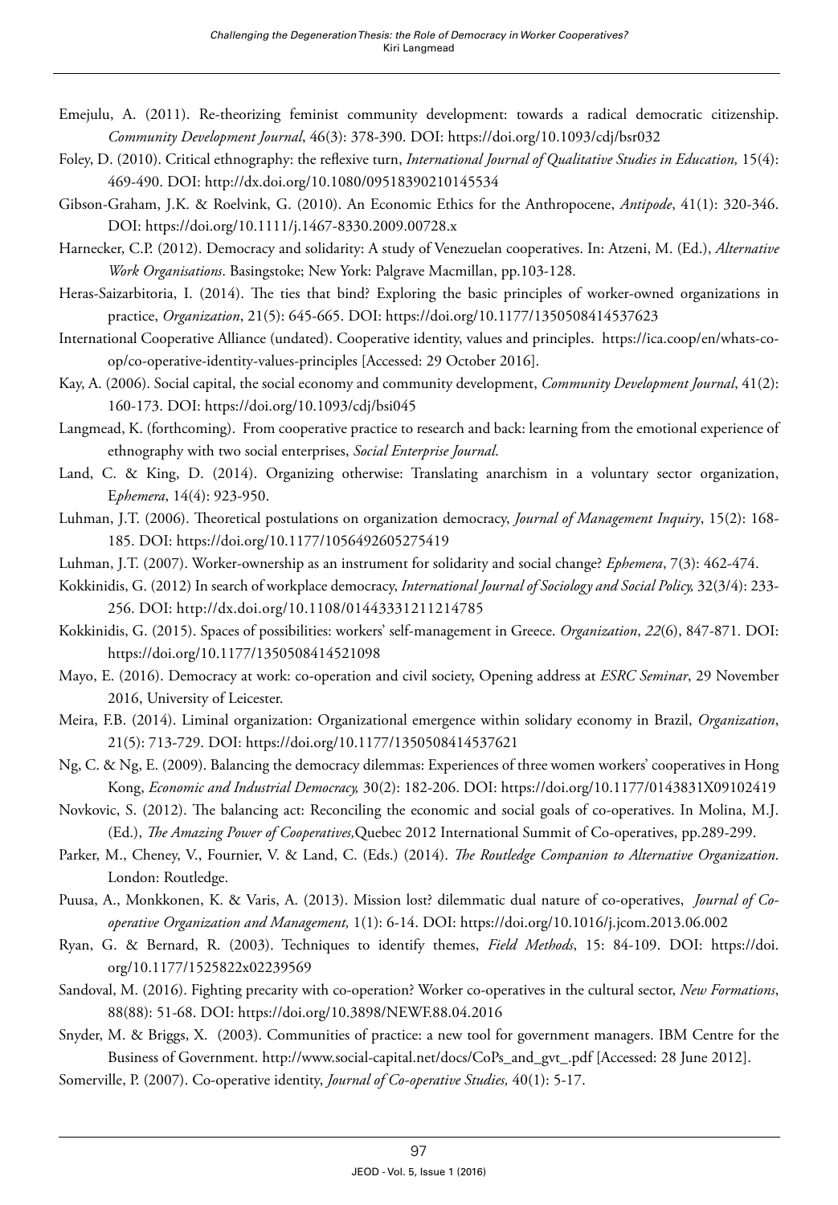Emejulu, A. (2011). Re-theorizing feminist community development: towards a radical democratic citizenship. *Community Development Journal*, 46(3): 378-390. DOI: https://doi.org/10.1093/cdj/bsr032

Foley, D. (2010). Critical ethnography: the reflexive turn, *International Journal of Qualitative Studies in Education,* 15(4): 469-490. DOI: http://dx.doi.org/10.1080/09518390210145534

Gibson-Graham, J.K. & Roelvink, G. (2010). An Economic Ethics for the Anthropocene, *Antipode*, 41(1): 320-346. DOI: https://doi.org/10.1111/j.1467-8330.2009.00728.x

Harnecker, C.P. (2012). Democracy and solidarity: A study of Venezuelan cooperatives. In: Atzeni, M. (Ed.), *Alternative Work Organisations*. Basingstoke; New York: Palgrave Macmillan, pp.103-128.

Heras-Saizarbitoria, I. (2014). The ties that bind? Exploring the basic principles of worker-owned organizations in practice, *Organization*, 21(5): 645-665. DOI: https://doi.org/10.1177/1350508414537623

International Cooperative Alliance (undated). Cooperative identity, values and principles. https://ica.coop/en/whats-co-op/co-operative-identity-values-principles [Accessed: 29 October 2016].

Kay, A. (2006). Social capital, the social economy and community development, *Community Development Journal*, 41(2): 160-173. DOI: https://doi.org/10.1093/cdj/bsi045

Langmead, K. (forthcoming). From cooperative practice to research and back: learning from the emotional experience of ethnography with two social enterprises, *Social Enterprise Journal*.

Land, C. & King, D. (2014). Organizing otherwise: Translating anarchism in a voluntary sector organization, E*phemera*, 14(4): 923-950.

Luhman, J.T. (2006). Theoretical postulations on organization democracy, *Journal of Management Inquiry*, 15(2): 168-185. DOI: https://doi.org/10.1177/1056492605275419

Luhman, J.T. (2007). Worker-ownership as an instrument for solidarity and social change? *Ephemera*, 7(3): 462-474.

Kokkinidis, G. (2012) In search of workplace democracy, *International Journal of Sociology and Social Policy,* 32(3/4): 233-256. DOI: http://dx.doi.org/10.1108/01443331211214785

Kokkinidis, G. (2015). Spaces of possibilities: workers' self-management in Greece. *Organization*, *22*(6), 847-871. DOI: https://doi.org/10.1177/1350508414521098

Mayo, E. (2016). Democracy at work: co-operation and civil society, Opening address at *ESRC Seminar*, 29 November 2016, University of Leicester.

Meira, F.B. (2014). Liminal organization: Organizational emergence within solidary economy in Brazil, *Organization*, 21(5): 713-729. DOI: https://doi.org/10.1177/1350508414537621

Ng, C. & Ng, E. (2009). Balancing the democracy dilemmas: Experiences of three women workers' cooperatives in Hong Kong, *Economic and Industrial Democracy,* 30(2): 182-206. DOI: https://doi.org/10.1177/0143831X09102419

Novkovic, S. (2012). The balancing act: Reconciling the economic and social goals of co-operatives. In Molina, M.J. (Ed.), *The Amazing Power of Cooperatives,*Quebec 2012 International Summit of Co-operatives, pp.289-299.

Parker, M., Cheney, V., Fournier, V. & Land, C. (Eds.) (2014). *The Routledge Companion to Alternative Organization*. London: Routledge.

Puusa, A., Monkkonen, K. & Varis, A. (2013). Mission lost? dilemmatic dual nature of co-operatives, *Journal of Co-operative Organization and Management,* 1(1): 6-14. DOI: https://doi.org/10.1016/j.jcom.2013.06.002

Ryan, G. & Bernard, R. (2003). Techniques to identify themes, *Field Methods*, 15: 84-109. DOI: https://doi.org/10.1177/1525822x02239569

Sandoval, M. (2016). Fighting precarity with co-operation? Worker co-operatives in the cultural sector, *New Formations*, 88(88): 51-68. DOI: https://doi.org/10.3898/NEWF.88.04.2016

Snyder, M. & Briggs, X. (2003). Communities of practice: a new tool for government managers. IBM Centre for the Business of Government. http://www.social-capital.net/docs/CoPs_and_gvt_.pdf [Accessed: 28 June 2012].

Somerville, P. (2007). Co-operative identity, *Journal of Co-operative Studies,* 40(1): 5-17.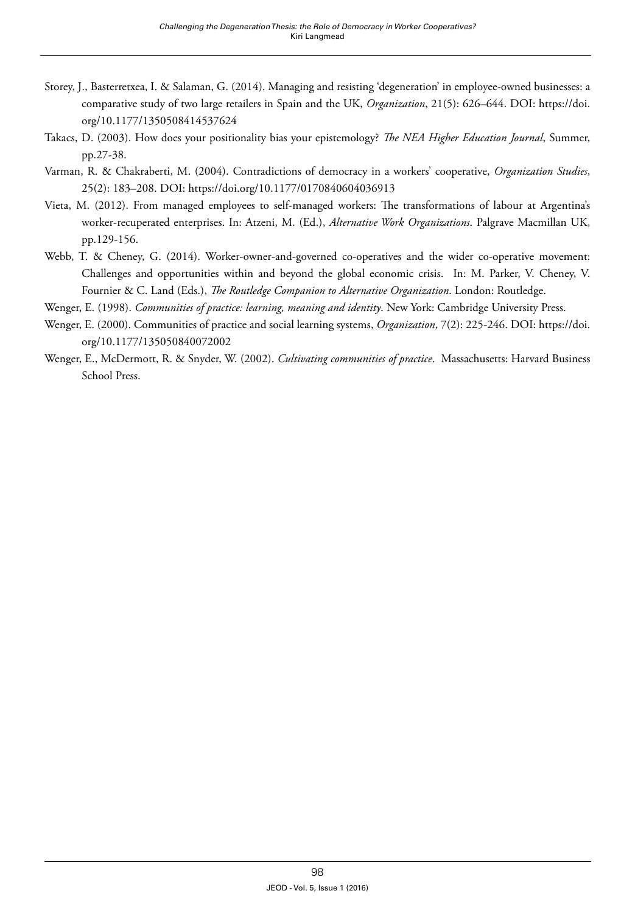Storey, J., Basterretxea, I. & Salaman, G. (2014). Managing and resisting 'degeneration' in employee-owned businesses: a comparative study of two large retailers in Spain and the UK, *Organization*, 21(5): 626–644. DOI: https://doi.org/10.1177/1350508414537624

Takacs, D. (2003). How does your positionality bias your epistemology? *The NEA Higher Education Journal*, Summer, pp.27-38.

Varman, R. & Chakraberti, M. (2004). Contradictions of democracy in a workers' cooperative, *Organization Studies*, 25(2): 183–208. DOI: https://doi.org/10.1177/0170840604036913

Vieta, M. (2012). From managed employees to self-managed workers: The transformations of labour at Argentina's worker-recuperated enterprises. In: Atzeni, M. (Ed.), *Alternative Work Organizations*. Palgrave Macmillan UK, pp.129-156.

Webb, T. & Cheney, G. (2014). Worker-owner-and-governed co-operatives and the wider co-operative movement: Challenges and opportunities within and beyond the global economic crisis. In: M. Parker, V. Cheney, V. Fournier & C. Land (Eds.), *The Routledge Companion to Alternative Organization*. London: Routledge.

Wenger, E. (1998). *Communities of practice: learning, meaning and identity*. New York: Cambridge University Press.

Wenger, E. (2000). Communities of practice and social learning systems, *Organization*, 7(2): 225-246. DOI: https://doi.org/10.1177/135050840072002

Wenger, E., McDermott, R. & Snyder, W. (2002). *Cultivating communities of practice*. Massachusetts: Harvard Business School Press.